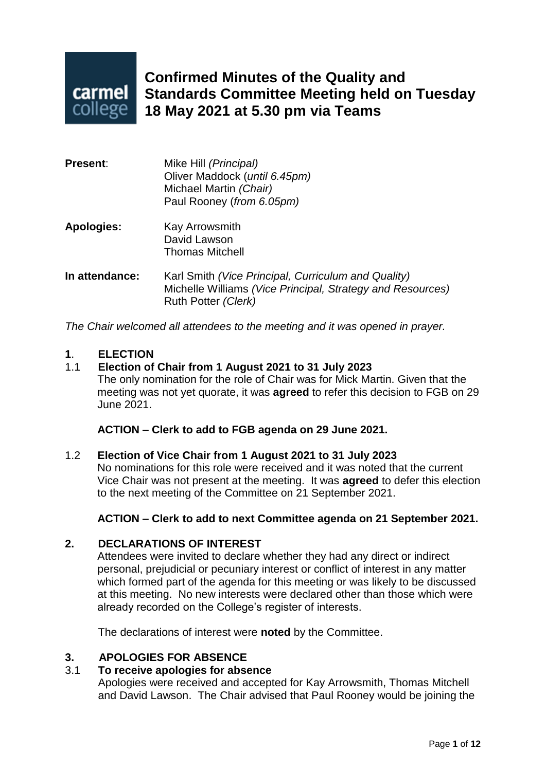# Confirmed Minutes of the Quality and Standards Committee Meeting held on Tuesday 18 May 2021 at 5.30 pm via Teams

**Present**: Mike Hill *(Principal)*
Oliver Maddock (*until 6.45pm)*
Michael Martin *(Chair)*
Paul Rooney (*from 6.05pm)*

**Apologies:** Kay Arrowsmith
David Lawson
Thomas Mitchell

**In attendance:** Karl Smith *(Vice Principal, Curriculum and Quality)*
Michelle Williams *(Vice Principal, Strategy and Resources)*
Ruth Potter *(Clerk)*

*The Chair welcomed all attendees to the meeting and it was opened in prayer.*

## 1. ELECTION

### 1.1 Election of Chair from 1 August 2021 to 31 July 2023

The only nomination for the role of Chair was for Mick Martin. Given that the meeting was not yet quorate, it was **agreed** to refer this decision to FGB on 29 June 2021.

**ACTION – Clerk to add to FGB agenda on 29 June 2021.**

### 1.2 Election of Vice Chair from 1 August 2021 to 31 July 2023

No nominations for this role were received and it was noted that the current Vice Chair was not present at the meeting. It was **agreed** to defer this election to the next meeting of the Committee on 21 September 2021.

**ACTION – Clerk to add to next Committee agenda on 21 September 2021.**

## 2. DECLARATIONS OF INTEREST

Attendees were invited to declare whether they had any direct or indirect personal, prejudicial or pecuniary interest or conflict of interest in any matter which formed part of the agenda for this meeting or was likely to be discussed at this meeting. No new interests were declared other than those which were already recorded on the College's register of interests.

The declarations of interest were **noted** by the Committee.

## 3. APOLOGIES FOR ABSENCE

### 3.1 To receive apologies for absence

Apologies were received and accepted for Kay Arrowsmith, Thomas Mitchell and David Lawson. The Chair advised that Paul Rooney would be joining the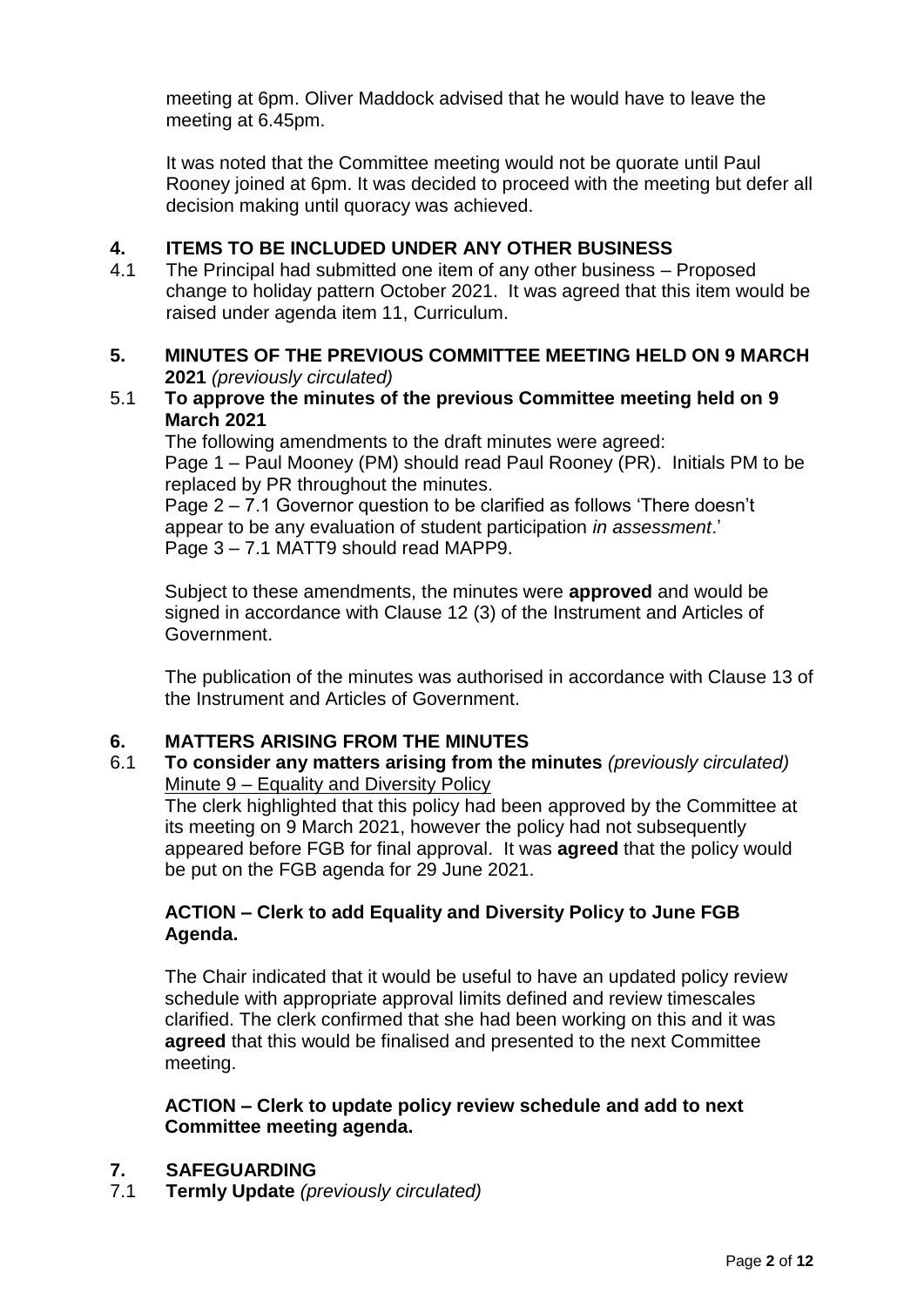meeting at 6pm. Oliver Maddock advised that he would have to leave the meeting at 6.45pm.

It was noted that the Committee meeting would not be quorate until Paul Rooney joined at 6pm. It was decided to proceed with the meeting but defer all decision making until quoracy was achieved.

## 4. ITEMS TO BE INCLUDED UNDER ANY OTHER BUSINESS

4.1 The Principal had submitted one item of any other business – Proposed change to holiday pattern October 2021. It was agreed that this item would be raised under agenda item 11, Curriculum.

## 5. MINUTES OF THE PREVIOUS COMMITTEE MEETING HELD ON 9 MARCH 2021 *(previously circulated)*

5.1 **To approve the minutes of the previous Committee meeting held on 9 March 2021**

The following amendments to the draft minutes were agreed:
Page 1 – Paul Mooney (PM) should read Paul Rooney (PR). Initials PM to be replaced by PR throughout the minutes.
Page 2 – 7.1 Governor question to be clarified as follows 'There doesn't appear to be any evaluation of student participation *in assessment*.'
Page 3 – 7.1 MATT9 should read MAPP9.

Subject to these amendments, the minutes were **approved** and would be signed in accordance with Clause 12 (3) of the Instrument and Articles of Government.

The publication of the minutes was authorised in accordance with Clause 13 of the Instrument and Articles of Government.

## 6. MATTERS ARISING FROM THE MINUTES

6.1 **To consider any matters arising from the minutes** *(previously circulated)*
Minute 9 – Equality and Diversity Policy
The clerk highlighted that this policy had been approved by the Committee at its meeting on 9 March 2021, however the policy had not subsequently appeared before FGB for final approval. It was **agreed** that the policy would be put on the FGB agenda for 29 June 2021.

**ACTION – Clerk to add Equality and Diversity Policy to June FGB Agenda.**

The Chair indicated that it would be useful to have an updated policy review schedule with appropriate approval limits defined and review timescales clarified. The clerk confirmed that she had been working on this and it was **agreed** that this would be finalised and presented to the next Committee meeting.

**ACTION – Clerk to update policy review schedule and add to next Committee meeting agenda.**

## 7. SAFEGUARDING

7.1 **Termly Update** *(previously circulated)*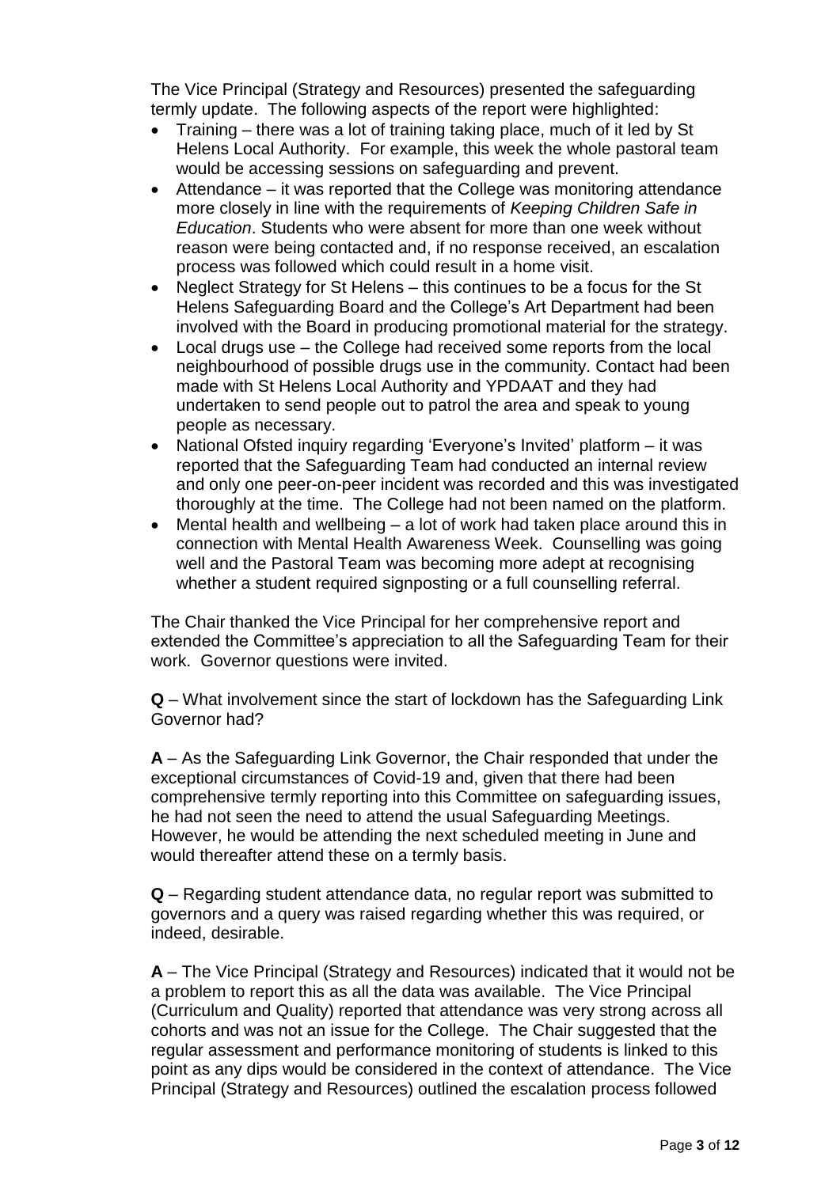The Vice Principal (Strategy and Resources) presented the safeguarding termly update. The following aspects of the report were highlighted:

- Training – there was a lot of training taking place, much of it led by St Helens Local Authority. For example, this week the whole pastoral team would be accessing sessions on safeguarding and prevent.
- Attendance – it was reported that the College was monitoring attendance more closely in line with the requirements of *Keeping Children Safe in Education*. Students who were absent for more than one week without reason were being contacted and, if no response received, an escalation process was followed which could result in a home visit.
- Neglect Strategy for St Helens – this continues to be a focus for the St Helens Safeguarding Board and the College's Art Department had been involved with the Board in producing promotional material for the strategy.
- Local drugs use – the College had received some reports from the local neighbourhood of possible drugs use in the community. Contact had been made with St Helens Local Authority and YPDAAT and they had undertaken to send people out to patrol the area and speak to young people as necessary.
- National Ofsted inquiry regarding 'Everyone's Invited' platform – it was reported that the Safeguarding Team had conducted an internal review and only one peer-on-peer incident was recorded and this was investigated thoroughly at the time. The College had not been named on the platform.
- Mental health and wellbeing – a lot of work had taken place around this in connection with Mental Health Awareness Week. Counselling was going well and the Pastoral Team was becoming more adept at recognising whether a student required signposting or a full counselling referral.

The Chair thanked the Vice Principal for her comprehensive report and extended the Committee's appreciation to all the Safeguarding Team for their work. Governor questions were invited.

**Q** – What involvement since the start of lockdown has the Safeguarding Link Governor had?

**A** – As the Safeguarding Link Governor, the Chair responded that under the exceptional circumstances of Covid-19 and, given that there had been comprehensive termly reporting into this Committee on safeguarding issues, he had not seen the need to attend the usual Safeguarding Meetings. However, he would be attending the next scheduled meeting in June and would thereafter attend these on a termly basis.

**Q** – Regarding student attendance data, no regular report was submitted to governors and a query was raised regarding whether this was required, or indeed, desirable.

**A** – The Vice Principal (Strategy and Resources) indicated that it would not be a problem to report this as all the data was available. The Vice Principal (Curriculum and Quality) reported that attendance was very strong across all cohorts and was not an issue for the College. The Chair suggested that the regular assessment and performance monitoring of students is linked to this point as any dips would be considered in the context of attendance. The Vice Principal (Strategy and Resources) outlined the escalation process followed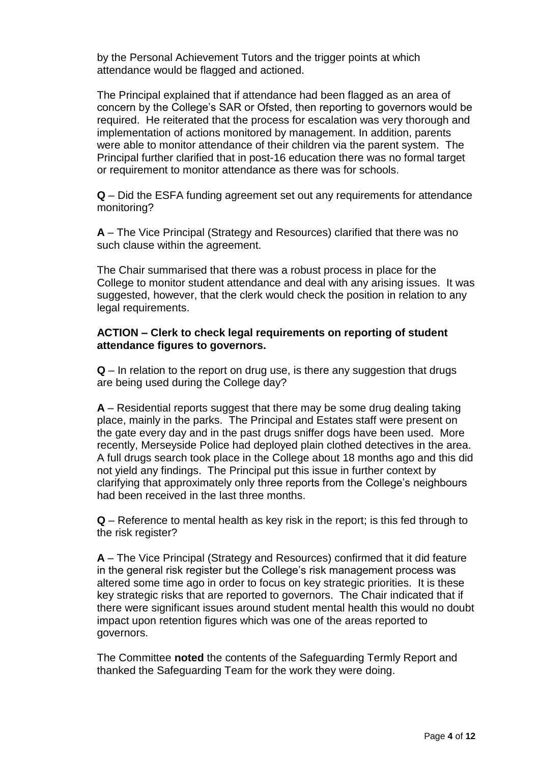by the Personal Achievement Tutors and the trigger points at which attendance would be flagged and actioned.

The Principal explained that if attendance had been flagged as an area of concern by the College's SAR or Ofsted, then reporting to governors would be required. He reiterated that the process for escalation was very thorough and implementation of actions monitored by management. In addition, parents were able to monitor attendance of their children via the parent system. The Principal further clarified that in post-16 education there was no formal target or requirement to monitor attendance as there was for schools.

**Q** – Did the ESFA funding agreement set out any requirements for attendance monitoring?

**A** – The Vice Principal (Strategy and Resources) clarified that there was no such clause within the agreement.

The Chair summarised that there was a robust process in place for the College to monitor student attendance and deal with any arising issues. It was suggested, however, that the clerk would check the position in relation to any legal requirements.

**ACTION – Clerk to check legal requirements on reporting of student attendance figures to governors.**

**Q** – In relation to the report on drug use, is there any suggestion that drugs are being used during the College day?

**A** – Residential reports suggest that there may be some drug dealing taking place, mainly in the parks. The Principal and Estates staff were present on the gate every day and in the past drugs sniffer dogs have been used. More recently, Merseyside Police had deployed plain clothed detectives in the area. A full drugs search took place in the College about 18 months ago and this did not yield any findings. The Principal put this issue in further context by clarifying that approximately only three reports from the College's neighbours had been received in the last three months.

**Q** – Reference to mental health as key risk in the report; is this fed through to the risk register?

**A** – The Vice Principal (Strategy and Resources) confirmed that it did feature in the general risk register but the College's risk management process was altered some time ago in order to focus on key strategic priorities. It is these key strategic risks that are reported to governors. The Chair indicated that if there were significant issues around student mental health this would no doubt impact upon retention figures which was one of the areas reported to governors.

The Committee **noted** the contents of the Safeguarding Termly Report and thanked the Safeguarding Team for the work they were doing.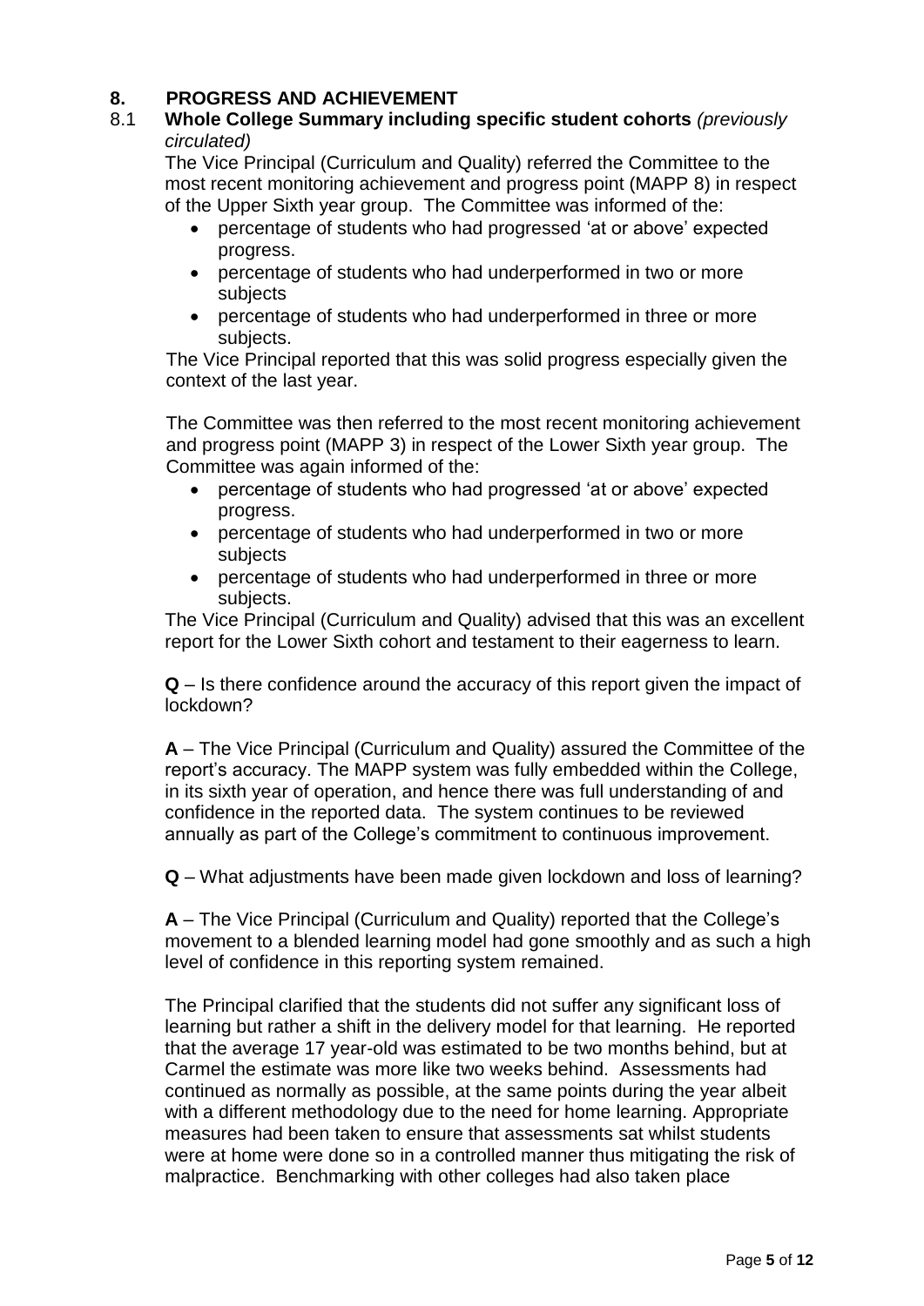## 8. PROGRESS AND ACHIEVEMENT

### 8.1 Whole College Summary including specific student cohorts *(previously circulated)*

The Vice Principal (Curriculum and Quality) referred the Committee to the most recent monitoring achievement and progress point (MAPP 8) in respect of the Upper Sixth year group. The Committee was informed of the:

- percentage of students who had progressed 'at or above' expected progress.
- percentage of students who had underperformed in two or more subjects
- percentage of students who had underperformed in three or more subjects.

The Vice Principal reported that this was solid progress especially given the context of the last year.

The Committee was then referred to the most recent monitoring achievement and progress point (MAPP 3) in respect of the Lower Sixth year group. The Committee was again informed of the:

- percentage of students who had progressed 'at or above' expected progress.
- percentage of students who had underperformed in two or more subjects
- percentage of students who had underperformed in three or more subjects.

The Vice Principal (Curriculum and Quality) advised that this was an excellent report for the Lower Sixth cohort and testament to their eagerness to learn.

**Q** – Is there confidence around the accuracy of this report given the impact of lockdown?

**A** – The Vice Principal (Curriculum and Quality) assured the Committee of the report's accuracy. The MAPP system was fully embedded within the College, in its sixth year of operation, and hence there was full understanding of and confidence in the reported data. The system continues to be reviewed annually as part of the College's commitment to continuous improvement.

**Q** – What adjustments have been made given lockdown and loss of learning?

**A** – The Vice Principal (Curriculum and Quality) reported that the College's movement to a blended learning model had gone smoothly and as such a high level of confidence in this reporting system remained.

The Principal clarified that the students did not suffer any significant loss of learning but rather a shift in the delivery model for that learning. He reported that the average 17 year-old was estimated to be two months behind, but at Carmel the estimate was more like two weeks behind. Assessments had continued as normally as possible, at the same points during the year albeit with a different methodology due to the need for home learning. Appropriate measures had been taken to ensure that assessments sat whilst students were at home were done so in a controlled manner thus mitigating the risk of malpractice. Benchmarking with other colleges had also taken place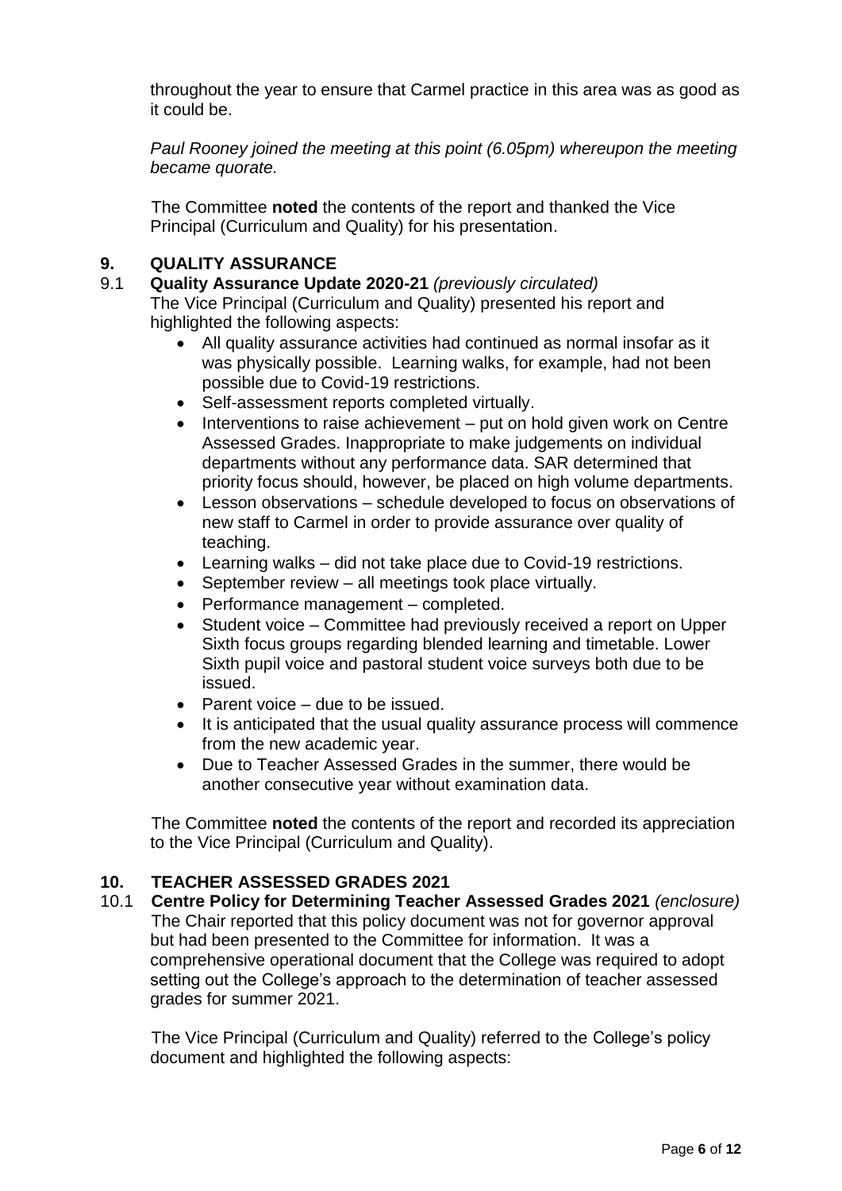throughout the year to ensure that Carmel practice in this area was as good as it could be.

*Paul Rooney joined the meeting at this point (6.05pm) whereupon the meeting became quorate.*

The Committee **noted** the contents of the report and thanked the Vice Principal (Curriculum and Quality) for his presentation.

## 9. QUALITY ASSURANCE

**9.1 Quality Assurance Update 2020-21** *(previously circulated)*

The Vice Principal (Curriculum and Quality) presented his report and highlighted the following aspects:

- All quality assurance activities had continued as normal insofar as it was physically possible. Learning walks, for example, had not been possible due to Covid-19 restrictions.
- Self-assessment reports completed virtually.
- Interventions to raise achievement – put on hold given work on Centre Assessed Grades. Inappropriate to make judgements on individual departments without any performance data. SAR determined that priority focus should, however, be placed on high volume departments.
- Lesson observations – schedule developed to focus on observations of new staff to Carmel in order to provide assurance over quality of teaching.
- Learning walks – did not take place due to Covid-19 restrictions.
- September review – all meetings took place virtually.
- Performance management – completed.
- Student voice – Committee had previously received a report on Upper Sixth focus groups regarding blended learning and timetable. Lower Sixth pupil voice and pastoral student voice surveys both due to be issued.
- Parent voice – due to be issued.
- It is anticipated that the usual quality assurance process will commence from the new academic year.
- Due to Teacher Assessed Grades in the summer, there would be another consecutive year without examination data.

The Committee **noted** the contents of the report and recorded its appreciation to the Vice Principal (Curriculum and Quality).

## 10. TEACHER ASSESSED GRADES 2021

**10.1 Centre Policy for Determining Teacher Assessed Grades 2021** *(enclosure)*

The Chair reported that this policy document was not for governor approval but had been presented to the Committee for information. It was a comprehensive operational document that the College was required to adopt setting out the College's approach to the determination of teacher assessed grades for summer 2021.

The Vice Principal (Curriculum and Quality) referred to the College's policy document and highlighted the following aspects: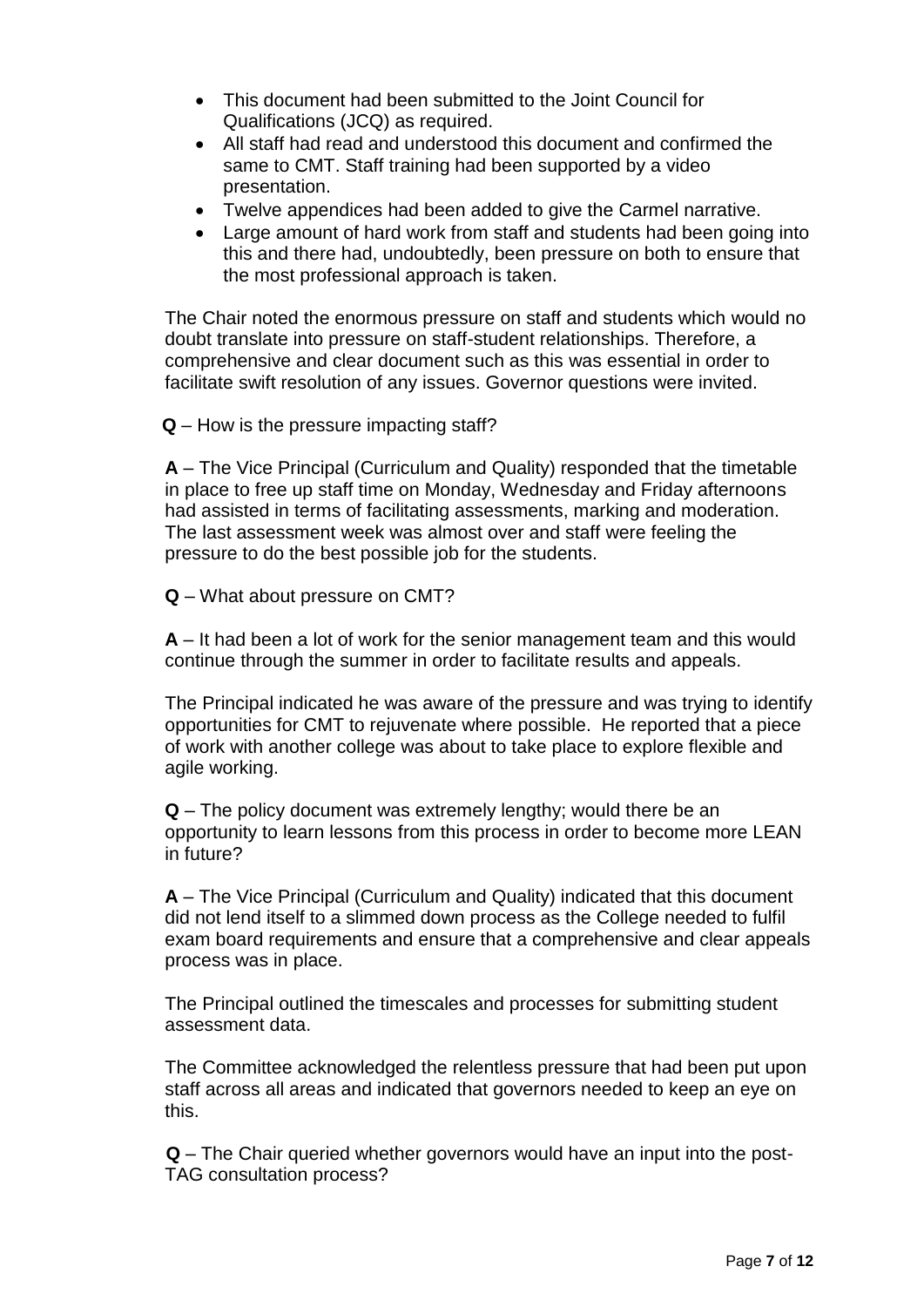- This document had been submitted to the Joint Council for Qualifications (JCQ) as required.
- All staff had read and understood this document and confirmed the same to CMT. Staff training had been supported by a video presentation.
- Twelve appendices had been added to give the Carmel narrative.
- Large amount of hard work from staff and students had been going into this and there had, undoubtedly, been pressure on both to ensure that the most professional approach is taken.

The Chair noted the enormous pressure on staff and students which would no doubt translate into pressure on staff-student relationships. Therefore, a comprehensive and clear document such as this was essential in order to facilitate swift resolution of any issues. Governor questions were invited.

**Q** – How is the pressure impacting staff?

**A** – The Vice Principal (Curriculum and Quality) responded that the timetable in place to free up staff time on Monday, Wednesday and Friday afternoons had assisted in terms of facilitating assessments, marking and moderation. The last assessment week was almost over and staff were feeling the pressure to do the best possible job for the students.

**Q** – What about pressure on CMT?

**A** – It had been a lot of work for the senior management team and this would continue through the summer in order to facilitate results and appeals.

The Principal indicated he was aware of the pressure and was trying to identify opportunities for CMT to rejuvenate where possible. He reported that a piece of work with another college was about to take place to explore flexible and agile working.

**Q** – The policy document was extremely lengthy; would there be an opportunity to learn lessons from this process in order to become more LEAN in future?

**A** – The Vice Principal (Curriculum and Quality) indicated that this document did not lend itself to a slimmed down process as the College needed to fulfil exam board requirements and ensure that a comprehensive and clear appeals process was in place.

The Principal outlined the timescales and processes for submitting student assessment data.

The Committee acknowledged the relentless pressure that had been put upon staff across all areas and indicated that governors needed to keep an eye on this.

**Q** – The Chair queried whether governors would have an input into the post-TAG consultation process?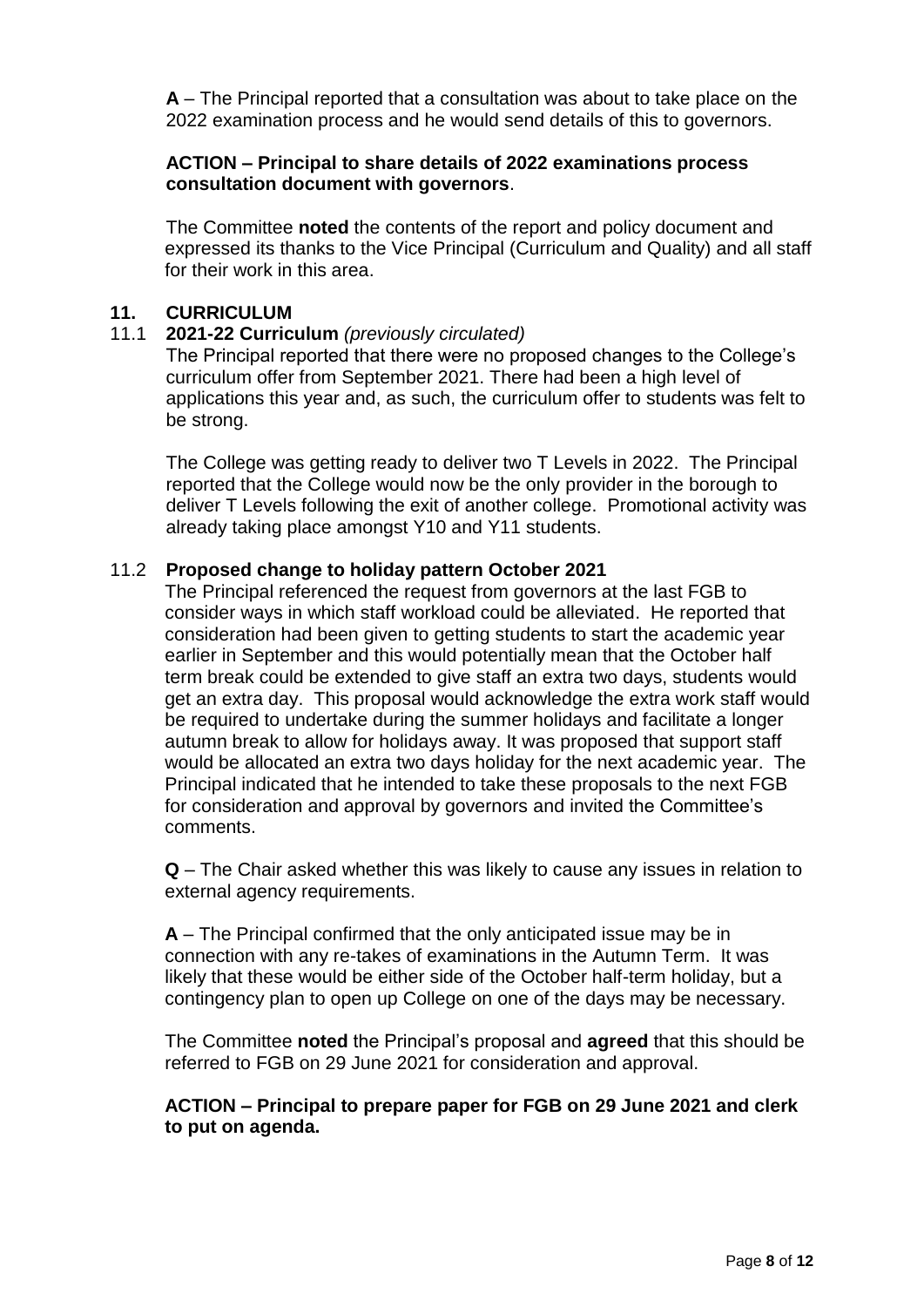**A** – The Principal reported that a consultation was about to take place on the 2022 examination process and he would send details of this to governors.

**ACTION – Principal to share details of 2022 examinations process consultation document with governors**.

The Committee **noted** the contents of the report and policy document and expressed its thanks to the Vice Principal (Curriculum and Quality) and all staff for their work in this area.

## 11. CURRICULUM

### 11.1 2021-22 Curriculum *(previously circulated)*

The Principal reported that there were no proposed changes to the College's curriculum offer from September 2021. There had been a high level of applications this year and, as such, the curriculum offer to students was felt to be strong.

The College was getting ready to deliver two T Levels in 2022. The Principal reported that the College would now be the only provider in the borough to deliver T Levels following the exit of another college. Promotional activity was already taking place amongst Y10 and Y11 students.

### 11.2 Proposed change to holiday pattern October 2021

The Principal referenced the request from governors at the last FGB to consider ways in which staff workload could be alleviated. He reported that consideration had been given to getting students to start the academic year earlier in September and this would potentially mean that the October half term break could be extended to give staff an extra two days, students would get an extra day. This proposal would acknowledge the extra work staff would be required to undertake during the summer holidays and facilitate a longer autumn break to allow for holidays away. It was proposed that support staff would be allocated an extra two days holiday for the next academic year. The Principal indicated that he intended to take these proposals to the next FGB for consideration and approval by governors and invited the Committee's comments.

**Q** – The Chair asked whether this was likely to cause any issues in relation to external agency requirements.

**A** – The Principal confirmed that the only anticipated issue may be in connection with any re-takes of examinations in the Autumn Term. It was likely that these would be either side of the October half-term holiday, but a contingency plan to open up College on one of the days may be necessary.

The Committee **noted** the Principal's proposal and **agreed** that this should be referred to FGB on 29 June 2021 for consideration and approval.

**ACTION – Principal to prepare paper for FGB on 29 June 2021 and clerk to put on agenda.**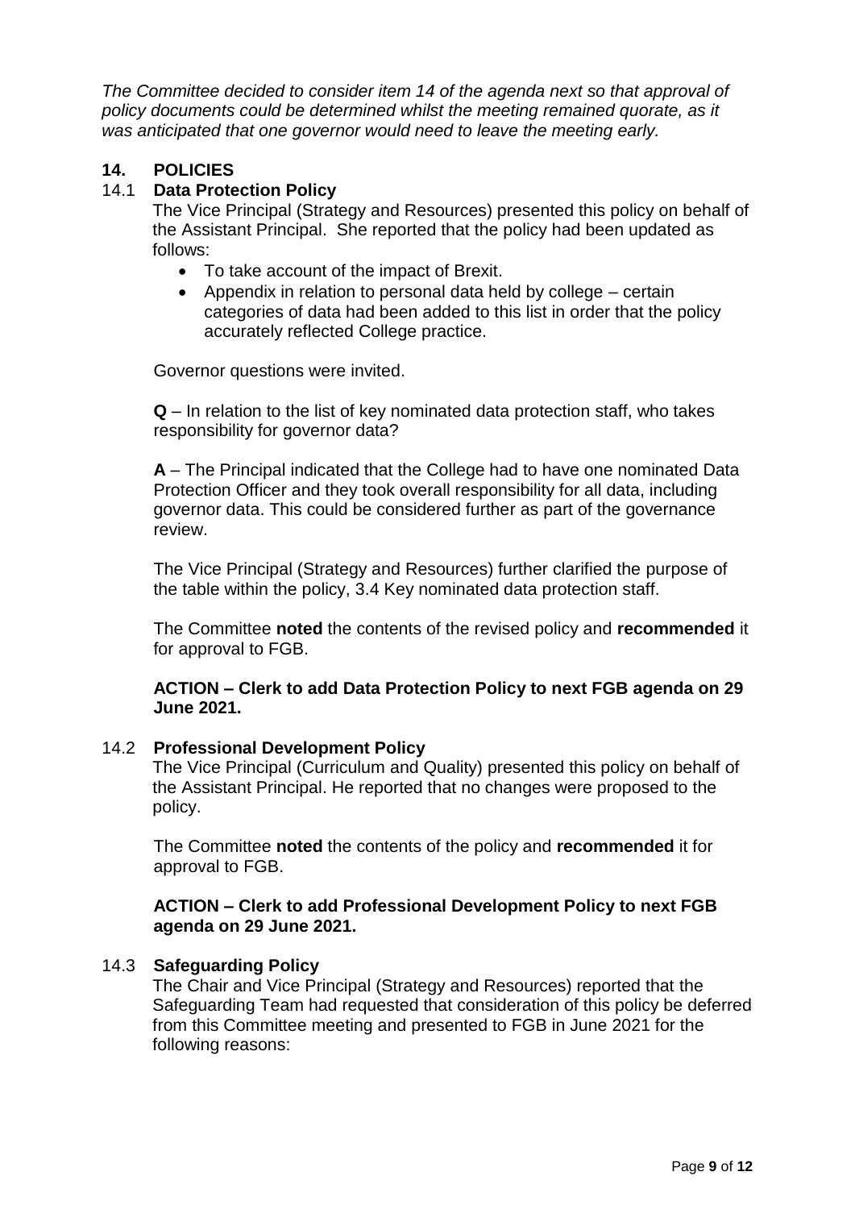*The Committee decided to consider item 14 of the agenda next so that approval of policy documents could be determined whilst the meeting remained quorate, as it was anticipated that one governor would need to leave the meeting early.*

## 14. POLICIES

### 14.1 Data Protection Policy

The Vice Principal (Strategy and Resources) presented this policy on behalf of the Assistant Principal. She reported that the policy had been updated as follows:

- To take account of the impact of Brexit.
- Appendix in relation to personal data held by college – certain categories of data had been added to this list in order that the policy accurately reflected College practice.

Governor questions were invited.

**Q** – In relation to the list of key nominated data protection staff, who takes responsibility for governor data?

**A** – The Principal indicated that the College had to have one nominated Data Protection Officer and they took overall responsibility for all data, including governor data. This could be considered further as part of the governance review.

The Vice Principal (Strategy and Resources) further clarified the purpose of the table within the policy, 3.4 Key nominated data protection staff.

The Committee **noted** the contents of the revised policy and **recommended** it for approval to FGB.

**ACTION – Clerk to add Data Protection Policy to next FGB agenda on 29 June 2021.**

### 14.2 Professional Development Policy

The Vice Principal (Curriculum and Quality) presented this policy on behalf of the Assistant Principal. He reported that no changes were proposed to the policy.

The Committee **noted** the contents of the policy and **recommended** it for approval to FGB.

**ACTION – Clerk to add Professional Development Policy to next FGB agenda on 29 June 2021.**

### 14.3 Safeguarding Policy

The Chair and Vice Principal (Strategy and Resources) reported that the Safeguarding Team had requested that consideration of this policy be deferred from this Committee meeting and presented to FGB in June 2021 for the following reasons: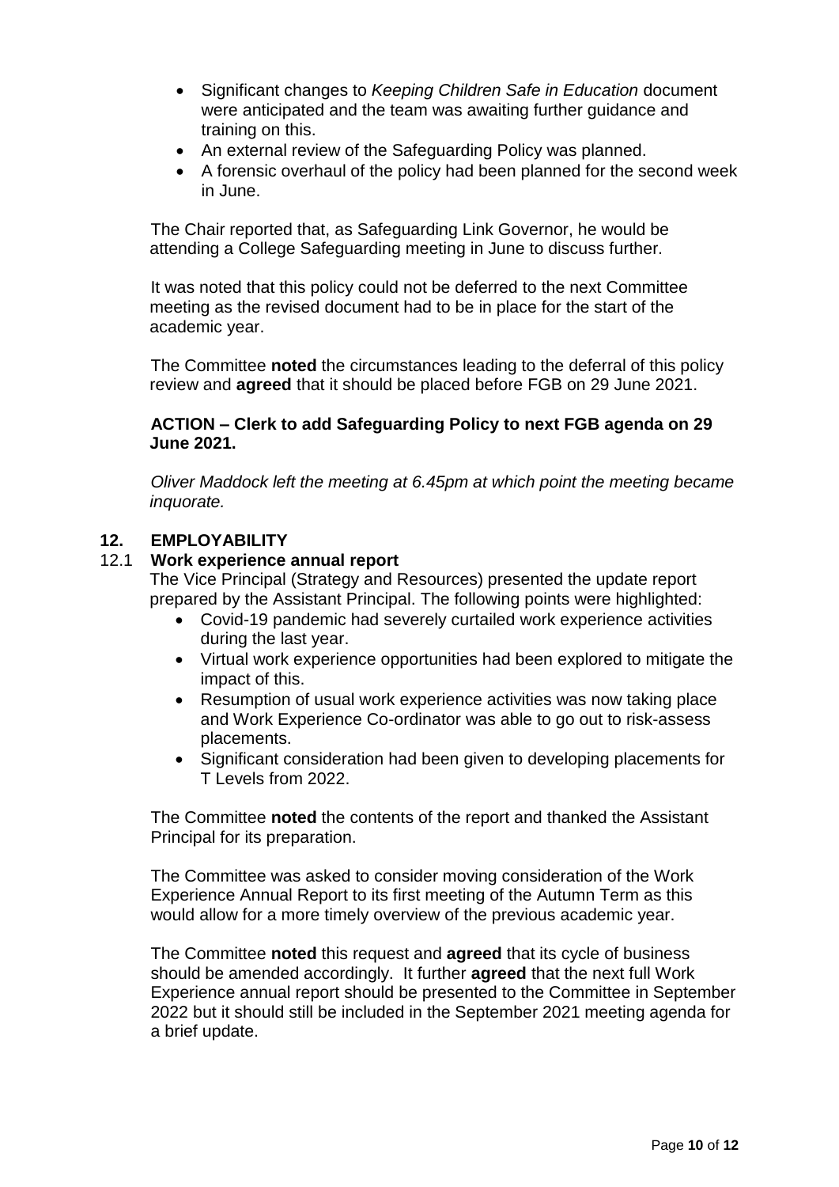- Significant changes to *Keeping Children Safe in Education* document were anticipated and the team was awaiting further guidance and training on this.
- An external review of the Safeguarding Policy was planned.
- A forensic overhaul of the policy had been planned for the second week in June.

The Chair reported that, as Safeguarding Link Governor, he would be attending a College Safeguarding meeting in June to discuss further.

It was noted that this policy could not be deferred to the next Committee meeting as the revised document had to be in place for the start of the academic year.

The Committee **noted** the circumstances leading to the deferral of this policy review and **agreed** that it should be placed before FGB on 29 June 2021.

**ACTION – Clerk to add Safeguarding Policy to next FGB agenda on 29 June 2021.**

*Oliver Maddock left the meeting at 6.45pm at which point the meeting became inquorate.*

## 12. EMPLOYABILITY

### 12.1 Work experience annual report

The Vice Principal (Strategy and Resources) presented the update report prepared by the Assistant Principal. The following points were highlighted:

- Covid-19 pandemic had severely curtailed work experience activities during the last year.
- Virtual work experience opportunities had been explored to mitigate the impact of this.
- Resumption of usual work experience activities was now taking place and Work Experience Co-ordinator was able to go out to risk-assess placements.
- Significant consideration had been given to developing placements for T Levels from 2022.

The Committee **noted** the contents of the report and thanked the Assistant Principal for its preparation.

The Committee was asked to consider moving consideration of the Work Experience Annual Report to its first meeting of the Autumn Term as this would allow for a more timely overview of the previous academic year.

The Committee **noted** this request and **agreed** that its cycle of business should be amended accordingly. It further **agreed** that the next full Work Experience annual report should be presented to the Committee in September 2022 but it should still be included in the September 2021 meeting agenda for a brief update.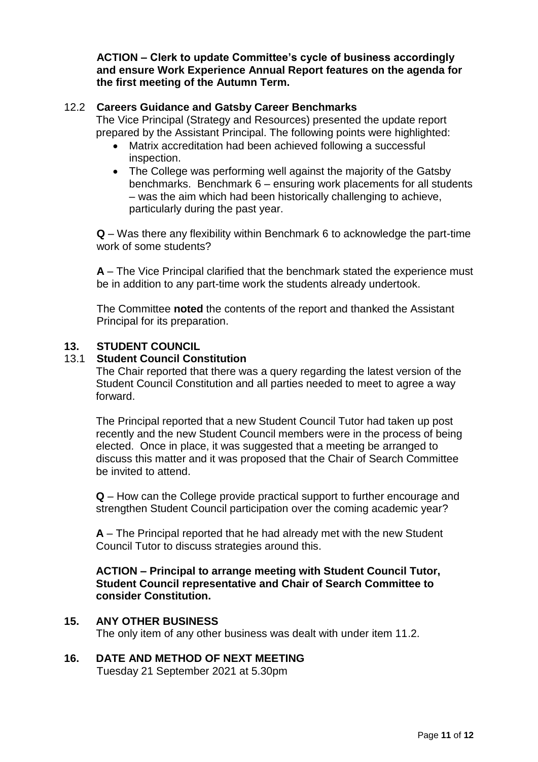**ACTION – Clerk to update Committee's cycle of business accordingly and ensure Work Experience Annual Report features on the agenda for the first meeting of the Autumn Term.**

### 12.2 Careers Guidance and Gatsby Career Benchmarks

The Vice Principal (Strategy and Resources) presented the update report prepared by the Assistant Principal. The following points were highlighted:

- Matrix accreditation had been achieved following a successful inspection.
- The College was performing well against the majority of the Gatsby benchmarks. Benchmark 6 – ensuring work placements for all students – was the aim which had been historically challenging to achieve, particularly during the past year.

**Q** – Was there any flexibility within Benchmark 6 to acknowledge the part-time work of some students?

**A** – The Vice Principal clarified that the benchmark stated the experience must be in addition to any part-time work the students already undertook.

The Committee **noted** the contents of the report and thanked the Assistant Principal for its preparation.

## 13. STUDENT COUNCIL

### 13.1 Student Council Constitution

The Chair reported that there was a query regarding the latest version of the Student Council Constitution and all parties needed to meet to agree a way forward.

The Principal reported that a new Student Council Tutor had taken up post recently and the new Student Council members were in the process of being elected. Once in place, it was suggested that a meeting be arranged to discuss this matter and it was proposed that the Chair of Search Committee be invited to attend.

**Q** – How can the College provide practical support to further encourage and strengthen Student Council participation over the coming academic year?

**A** – The Principal reported that he had already met with the new Student Council Tutor to discuss strategies around this.

**ACTION – Principal to arrange meeting with Student Council Tutor, Student Council representative and Chair of Search Committee to consider Constitution.**

## 15. ANY OTHER BUSINESS

The only item of any other business was dealt with under item 11.2.

## 16. DATE AND METHOD OF NEXT MEETING

Tuesday 21 September 2021 at 5.30pm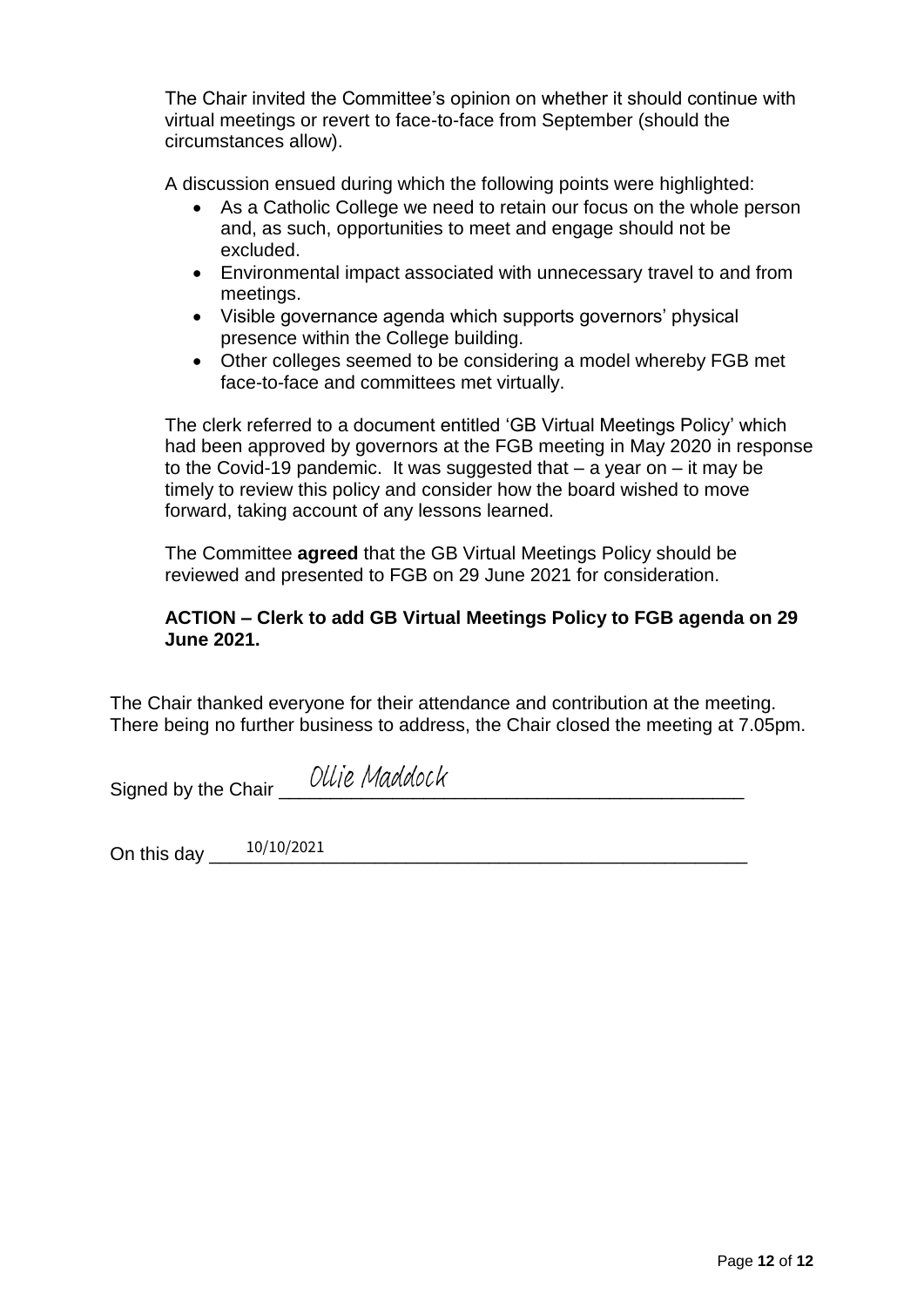The Chair invited the Committee's opinion on whether it should continue with virtual meetings or revert to face-to-face from September (should the circumstances allow).

A discussion ensued during which the following points were highlighted:

- As a Catholic College we need to retain our focus on the whole person and, as such, opportunities to meet and engage should not be excluded.
- Environmental impact associated with unnecessary travel to and from meetings.
- Visible governance agenda which supports governors' physical presence within the College building.
- Other colleges seemed to be considering a model whereby FGB met face-to-face and committees met virtually.

The clerk referred to a document entitled 'GB Virtual Meetings Policy' which had been approved by governors at the FGB meeting in May 2020 in response to the Covid-19 pandemic. It was suggested that – a year on – it may be timely to review this policy and consider how the board wished to move forward, taking account of any lessons learned.

The Committee **agreed** that the GB Virtual Meetings Policy should be reviewed and presented to FGB on 29 June 2021 for consideration.

**ACTION – Clerk to add GB Virtual Meetings Policy to FGB agenda on 29 June 2021.**

The Chair thanked everyone for their attendance and contribution at the meeting. There being no further business to address, the Chair closed the meeting at 7.05pm.

Signed by the Chair Ollie Maddock

On this day 10/10/2021